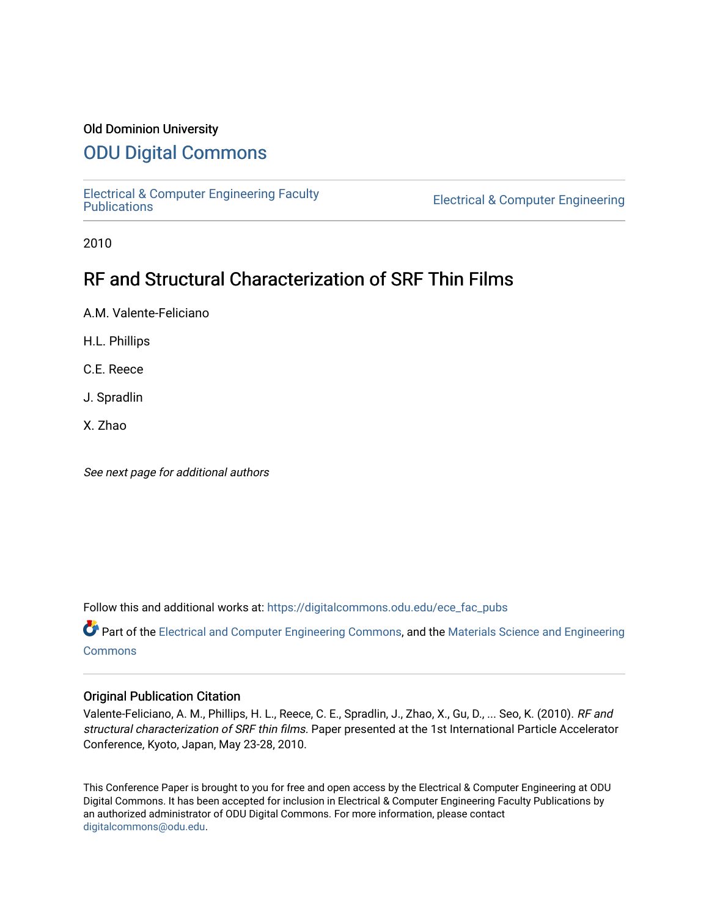Old Dominion University

# ODU Digital Commons

Electrical & Computer Engineering Faculty Publications

Electrical & Computer Engineering

2010

# RF and Structural Characterization of SRF Thin Films

A.M. Valente-Feliciano

H.L. Phillips

C.E. Reece

J. Spradlin

X. Zhao

*See next page for additional authors*

Follow this and additional works at: https://digitalcommons.odu.edu/ece_fac_pubs

Part of the Electrical and Computer Engineering Commons, and the Materials Science and Engineering Commons

## Original Publication Citation

Valente-Feliciano, A. M., Phillips, H. L., Reece, C. E., Spradlin, J., Zhao, X., Gu, D., ... Seo, K. (2010). *RF and structural characterization of SRF thin films.* Paper presented at the 1st International Particle Accelerator Conference, Kyoto, Japan, May 23-28, 2010.

This Conference Paper is brought to you for free and open access by the Electrical & Computer Engineering at ODU Digital Commons. It has been accepted for inclusion in Electrical & Computer Engineering Faculty Publications by an authorized administrator of ODU Digital Commons. For more information, please contact digitalcommons@odu.edu.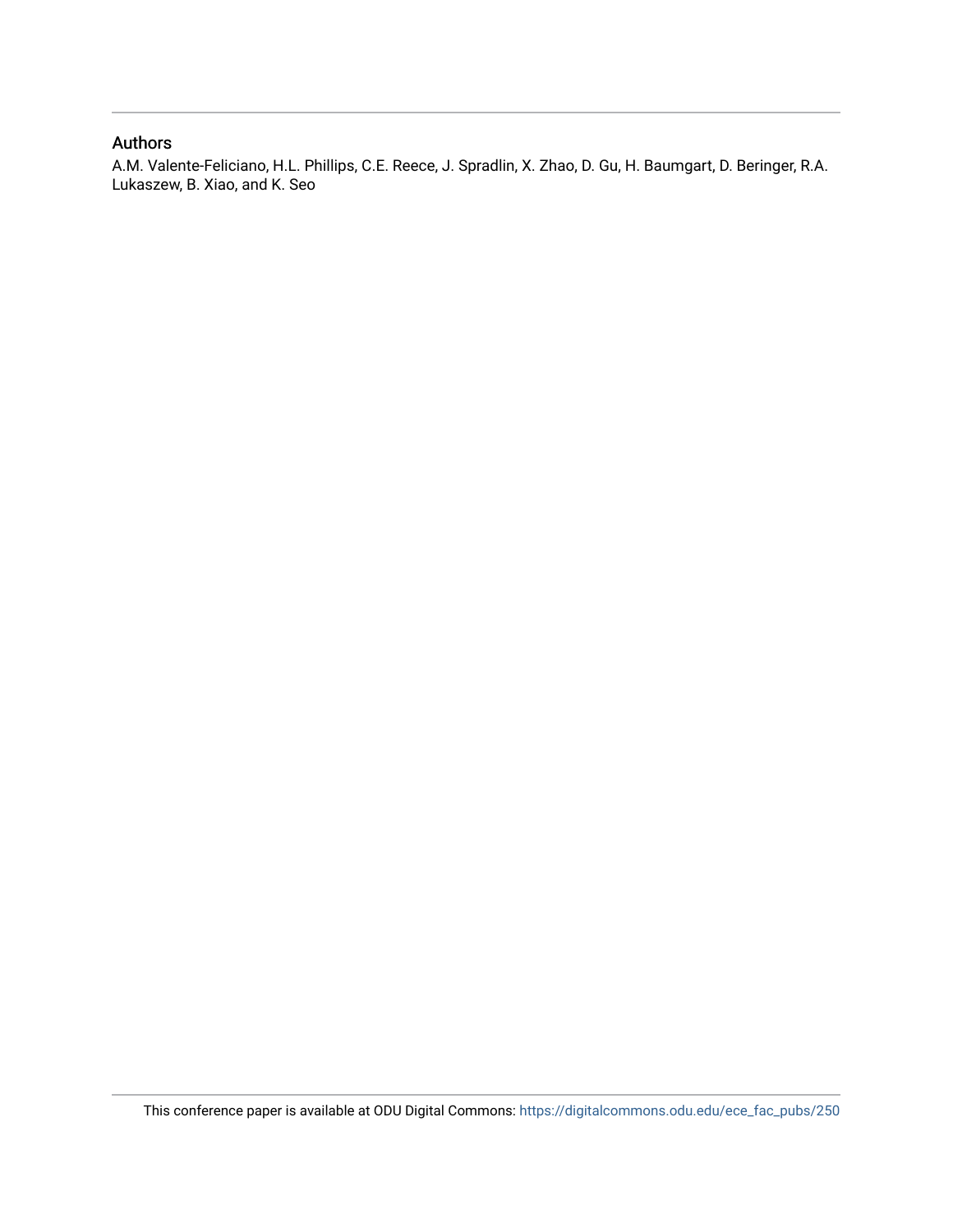## Authors

A.M. Valente-Feliciano, H.L. Phillips, C.E. Reece, J. Spradlin, X. Zhao, D. Gu, H. Baumgart, D. Beringer, R.A. Lukaszew, B. Xiao, and K. Seo

This conference paper is available at ODU Digital Commons: https://digitalcommons.odu.edu/ece_fac_pubs/250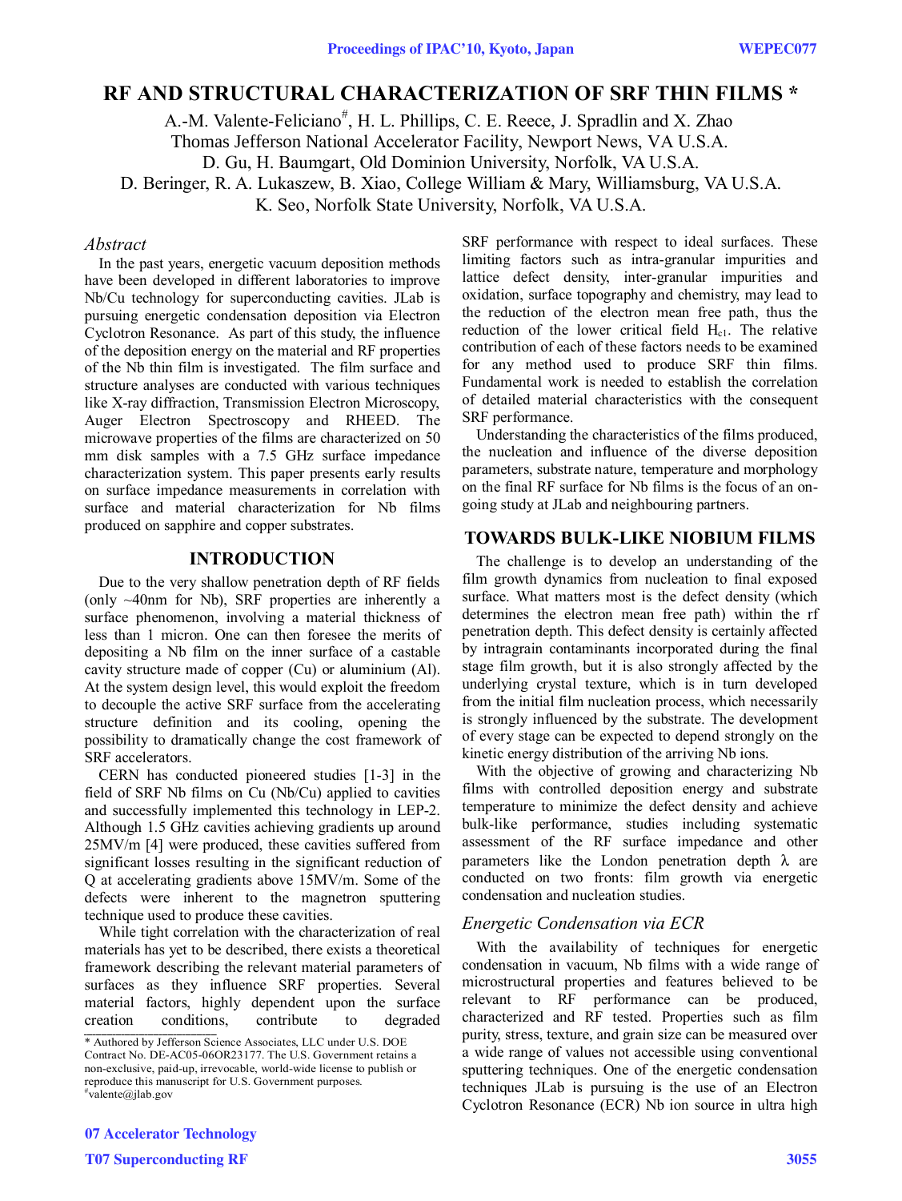# RF AND STRUCTURAL CHARACTERIZATION OF SRF THIN FILMS *

A.-M. Valente-Feliciano[#], H. L. Phillips, C. E. Reece, J. Spradlin and X. Zhao
Thomas Jefferson National Accelerator Facility, Newport News, VA U.S.A.
D. Gu, H. Baumgart, Old Dominion University, Norfolk, VA U.S.A.
D. Beringer, R. A. Lukaszew, B. Xiao, College William & Mary, Williamsburg, VA U.S.A.
K. Seo, Norfolk State University, Norfolk, VA U.S.A.

### *Abstract*

In the past years, energetic vacuum deposition methods have been developed in different laboratories to improve Nb/Cu technology for superconducting cavities. JLab is pursuing energetic condensation deposition via Electron Cyclotron Resonance. As part of this study, the influence of the deposition energy on the material and RF properties of the Nb thin film is investigated. The film surface and structure analyses are conducted with various techniques like X-ray diffraction, Transmission Electron Microscopy, Auger Electron Spectroscopy and RHEED. The microwave properties of the films are characterized on 50 mm disk samples with a 7.5 GHz surface impedance characterization system. This paper presents early results on surface impedance measurements in correlation with surface and material characterization for Nb films produced on sapphire and copper substrates.

## INTRODUCTION

Due to the very shallow penetration depth of RF fields (only ~40nm for Nb), SRF properties are inherently a surface phenomenon, involving a material thickness of less than 1 micron. One can then foresee the merits of depositing a Nb film on the inner surface of a castable cavity structure made of copper (Cu) or aluminium (Al). At the system design level, this would exploit the freedom to decouple the active SRF surface from the accelerating structure definition and its cooling, opening the possibility to dramatically change the cost framework of SRF accelerators.

CERN has conducted pioneered studies [1-3] in the field of SRF Nb films on Cu (Nb/Cu) applied to cavities and successfully implemented this technology in LEP-2. Although 1.5 GHz cavities achieving gradients up around 25MV/m [4] were produced, these cavities suffered from significant losses resulting in the significant reduction of Q at accelerating gradients above 15MV/m. Some of the defects were inherent to the magnetron sputtering technique used to produce these cavities.

While tight correlation with the characterization of real materials has yet to be described, there exists a theoretical framework describing the relevant material parameters of surfaces as they influence SRF properties. Several material factors, highly dependent upon the surface creation conditions, contribute to degraded SRF performance with respect to ideal surfaces. These limiting factors such as intra-granular impurities and lattice defect density, inter-granular impurities and oxidation, surface topography and chemistry, may lead to the reduction of the electron mean free path, thus the reduction of the lower critical field $H_{c1}$. The relative contribution of each of these factors needs to be examined for any method used to produce SRF thin films. Fundamental work is needed to establish the correlation of detailed material characteristics with the consequent SRF performance.

Understanding the characteristics of the films produced, the nucleation and influence of the diverse deposition parameters, substrate nature, temperature and morphology on the final RF surface for Nb films is the focus of an on-going study at JLab and neighbouring partners.

## TOWARDS BULK-LIKE NIOBIUM FILMS

The challenge is to develop an understanding of the film growth dynamics from nucleation to final exposed surface. What matters most is the defect density (which determines the electron mean free path) within the rf penetration depth. This defect density is certainly affected by intragrain contaminants incorporated during the final stage film growth, but it is also strongly affected by the underlying crystal texture, which is in turn developed from the initial film nucleation process, which necessarily is strongly influenced by the substrate. The development of every stage can be expected to depend strongly on the kinetic energy distribution of the arriving Nb ions.

With the objective of growing and characterizing Nb films with controlled deposition energy and substrate temperature to minimize the defect density and achieve bulk-like performance, studies including systematic assessment of the RF surface impedance and other parameters like the London penetration depth $\lambda$ are conducted on two fronts: film growth via energetic condensation and nucleation studies.

### *Energetic Condensation via ECR*

With the availability of techniques for energetic condensation in vacuum, Nb films with a wide range of microstructural properties and features believed to be relevant to RF performance can be produced, characterized and RF tested. Properties such as film purity, stress, texture, and grain size can be measured over a wide range of values not accessible using conventional sputtering techniques. One of the energetic condensation techniques JLab is pursuing is the use of an Electron Cyclotron Resonance (ECR) Nb ion source in ultra high

* Authored by Jefferson Science Associates, LLC under U.S. DOE Contract No. DE-AC05-06OR23177. The U.S. Government retains a non-exclusive, paid-up, irrevocable, world-wide license to publish or reproduce this manuscript for U.S. Government purposes.
[#]valente@jlab.gov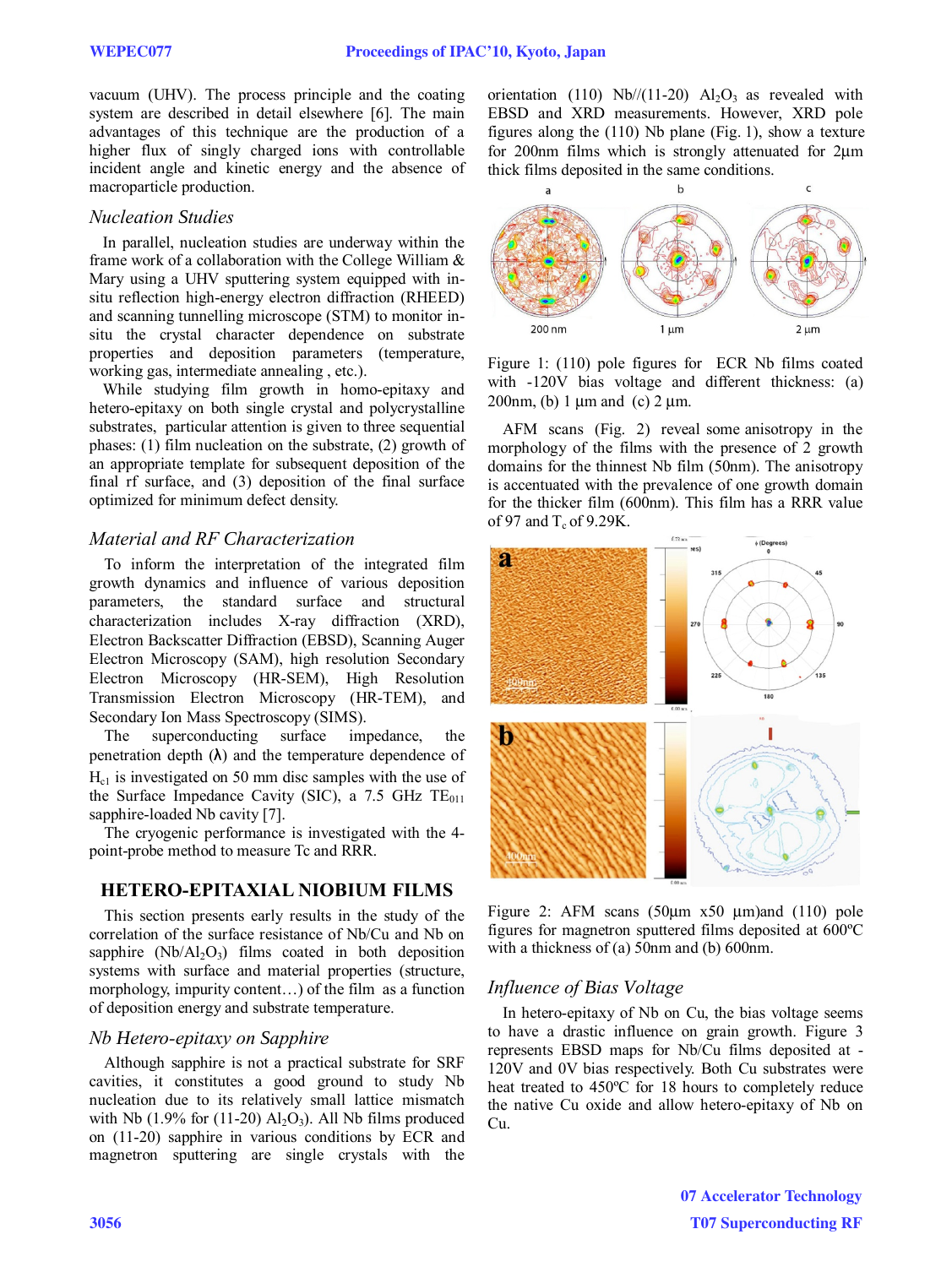vacuum (UHV). The process principle and the coating system are described in detail elsewhere [6]. The main advantages of this technique are the production of a higher flux of singly charged ions with controllable incident angle and kinetic energy and the absence of macroparticle production.

### *Nucleation Studies*

In parallel, nucleation studies are underway within the frame work of a collaboration with the College William & Mary using a UHV sputtering system equipped with in-situ reflection high-energy electron diffraction (RHEED) and scanning tunnelling microscope (STM) to monitor in-situ the crystal character dependence on substrate properties and deposition parameters (temperature, working gas, intermediate annealing , etc.).

While studying film growth in homo-epitaxy and hetero-epitaxy on both single crystal and polycrystalline substrates, particular attention is given to three sequential phases: (1) film nucleation on the substrate, (2) growth of an appropriate template for subsequent deposition of the final rf surface, and (3) deposition of the final surface optimized for minimum defect density.

### *Material and RF Characterization*

To inform the interpretation of the integrated film growth dynamics and influence of various deposition parameters, the standard surface and structural characterization includes X-ray diffraction (XRD), Electron Backscatter Diffraction (EBSD), Scanning Auger Electron Microscopy (SAM), high resolution Secondary Electron Microscopy (HR-SEM), High Resolution Transmission Electron Microscopy (HR-TEM), and Secondary Ion Mass Spectroscopy (SIMS).

The superconducting surface impedance, the penetration depth (λ) and the temperature dependence of $H_{c1}$ is investigated on 50 mm disc samples with the use of the Surface Impedance Cavity (SIC), a 7.5 GHz $TE_{011}$ sapphire-loaded Nb cavity [7].

The cryogenic performance is investigated with the 4-point-probe method to measure Tc and RRR.

## HETERO-EPITAXIAL NIOBIUM FILMS

This section presents early results in the study of the correlation of the surface resistance of Nb/Cu and Nb on sapphire ($Nb/Al_2O_3$) films coated in both deposition systems with surface and material properties (structure, morphology, impurity content…) of the film as a function of deposition energy and substrate temperature.

### *Nb Hetero-epitaxy on Sapphire*

Although sapphire is not a practical substrate for SRF cavities, it constitutes a good ground to study Nb nucleation due to its relatively small lattice mismatch with Nb (1.9% for (11-20) $Al_2O_3$). All Nb films produced on (11-20) sapphire in various conditions by ECR and magnetron sputtering are single crystals with the orientation (110) Nb//(11-20) $Al_2O_3$ as revealed with EBSD and XRD measurements. However, XRD pole figures along the (110) Nb plane (Fig. 1), show a texture for 200nm films which is strongly attenuated for 2µm thick films deposited in the same conditions.

Figure 1: (110) pole figures for ECR Nb films coated with -120V bias voltage and different thickness: (a) 200nm, (b) 1 µm and (c) 2 µm.

AFM scans (Fig. 2) reveal some anisotropy in the morphology of the films with the presence of 2 growth domains for the thinnest Nb film (50nm). The anisotropy is accentuated with the prevalence of one growth domain for the thicker film (600nm). This film has a RRR value of 97 and $T_c$ of 9.29K.

Figure 2: AFM scans (50µm x50 µm)and (110) pole figures for magnetron sputtered films deposited at 600ºC with a thickness of (a) 50nm and (b) 600nm.

### *Influence of Bias Voltage*

In hetero-epitaxy of Nb on Cu, the bias voltage seems to have a drastic influence on grain growth. Figure 3 represents EBSD maps for Nb/Cu films deposited at -120V and 0V bias respectively. Both Cu substrates were heat treated to 450ºC for 18 hours to completely reduce the native Cu oxide and allow hetero-epitaxy of Nb on Cu.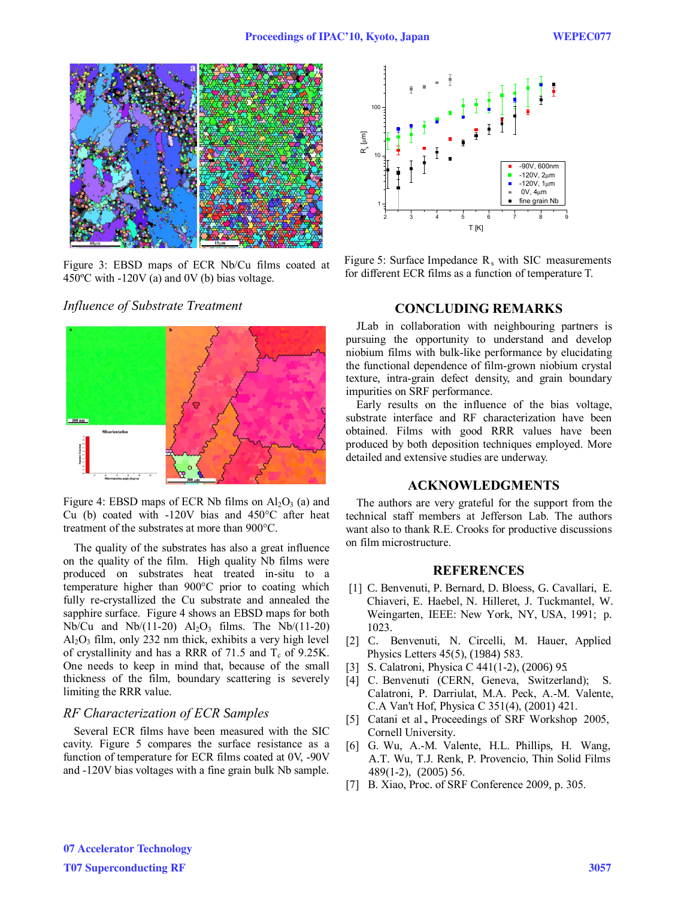a

45μm

15μm

Figure 3: EBSD maps of ECR Nb/Cu films coated at 450ºC with -120V (a) and 0V (b) bias voltage.

### *Influence of Substrate Treatment*

a

b

100 nm

Misorientation

300 μm

Figure 4: EBSD maps of ECR Nb films on $Al_2O_3$ (a) and Cu (b) coated with -120V bias and 450°C after heat treatment of the substrates at more than 900°C.

The quality of the substrates has also a great influence on the quality of the film. High quality Nb films were produced on substrates heat treated in-situ to a temperature higher than 900°C prior to coating which fully re-crystallized the Cu substrate and annealed the sapphire surface. Figure 4 shows an EBSD maps for both Nb/Cu and Nb/(11-20) $Al_2O_3$ films. The Nb/(11-20) $Al_2O_3$ film, only 232 nm thick, exhibits a very high level of crystallinity and has a RRR of 71.5 and $T_c$ of 9.25K. One needs to keep in mind that, because of the small thickness of the film, boundary scattering is severely limiting the RRR value.

### *RF Characterization of ECR Samples*

Several ECR films have been measured with the SIC cavity. Figure 5 compares the surface resistance as a function of temperature for ECR films coated at 0V, -90V and -120V bias voltages with a fine grain bulk Nb sample.

$R_s$ [μm]

100

10

1

2 3 4 5 6 7 8 9

T [K]

-90V, 600nm
-120V, 2μm
-120V, 1μm
0V, 4μm
fine grain Nb

Figure 5: Surface Impedance $R_s$ with SIC measurements for different ECR films as a function of temperature T.

## CONCLUDING REMARKS

JLab in collaboration with neighbouring partners is pursuing the opportunity to understand and develop niobium films with bulk-like performance by elucidating the functional dependence of film-grown niobium crystal texture, intra-grain defect density, and grain boundary impurities on SRF performance.

Early results on the influence of the bias voltage, substrate interface and RF characterization have been obtained. Films with good RRR values have been produced by both deposition techniques employed. More detailed and extensive studies are underway.

## ACKNOWLEDGMENTS

The authors are very grateful for the support from the technical staff members at Jefferson Lab. The authors want also to thank R.E. Crooks for productive discussions on film microstructure.

## REFERENCES

[1] C. Benvenuti, P. Bernard, D. Bloess, G. Cavallari, E. Chiaveri, E. Haebel, N. Hilleret, J. Tuckmantel, W. Weingarten, IEEE: New York, NY, USA, 1991; p. 1023.

[2] C. Benvenuti, N. Circelli, M. Hauer, Applied Physics Letters 45(5), (1984) 583.

[3] S. Calatroni, Physica C 441(1-2), (2006) 95.

[4] C. Benvenuti (CERN, Geneva, Switzerland); S. Calatroni, P. Darriulat, M.A. Peck, A.-M. Valente, C.A Van't Hof, Physica C 351(4), (2001) 421.

[5] Catani et al., Proceedings of SRF Workshop 2005, Cornell University.

[6] G. Wu, A.-M. Valente, H.L. Phillips, H. Wang, A.T. Wu, T.J. Renk, P. Provencio, Thin Solid Films 489(1-2), (2005) 56.

[7] B. Xiao, Proc. of SRF Conference 2009, p. 305.